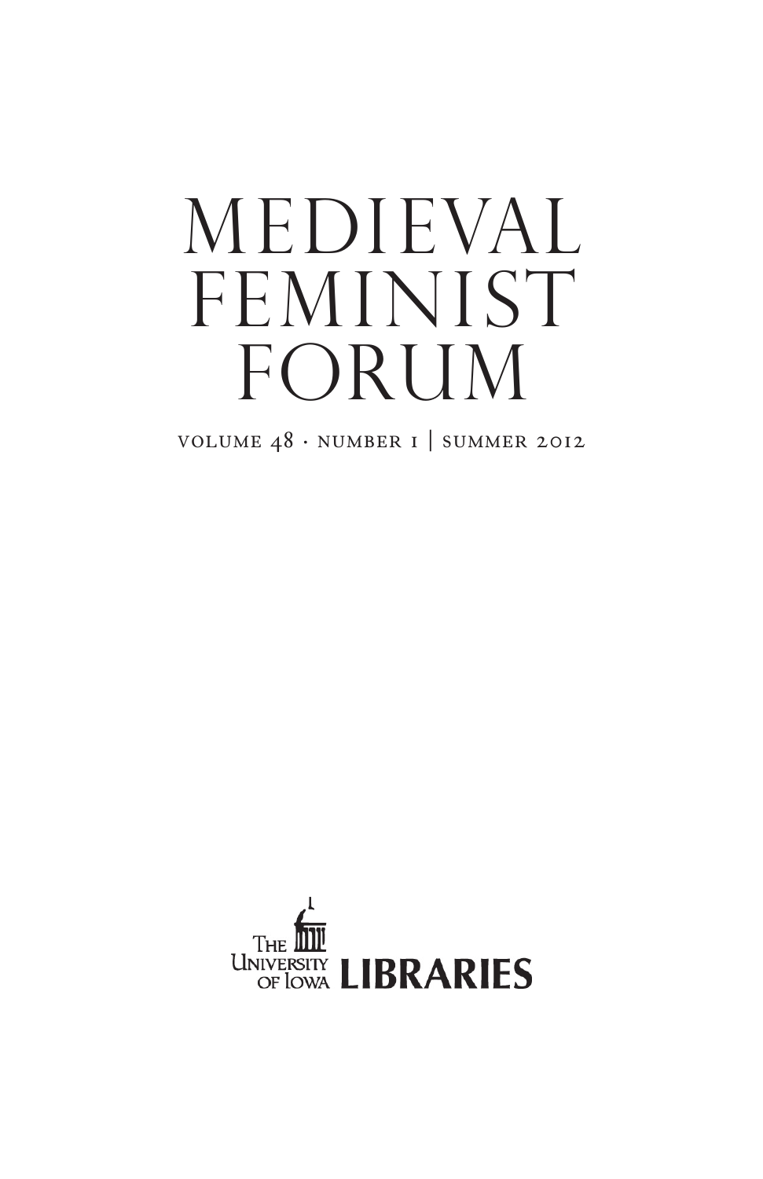# MEDIEVAL FEMINIST FORUM

VOLUME 48 · NUMBER 1 | SUMMER 2012

THE UNIVERSITY OF IOWA LIBRARIES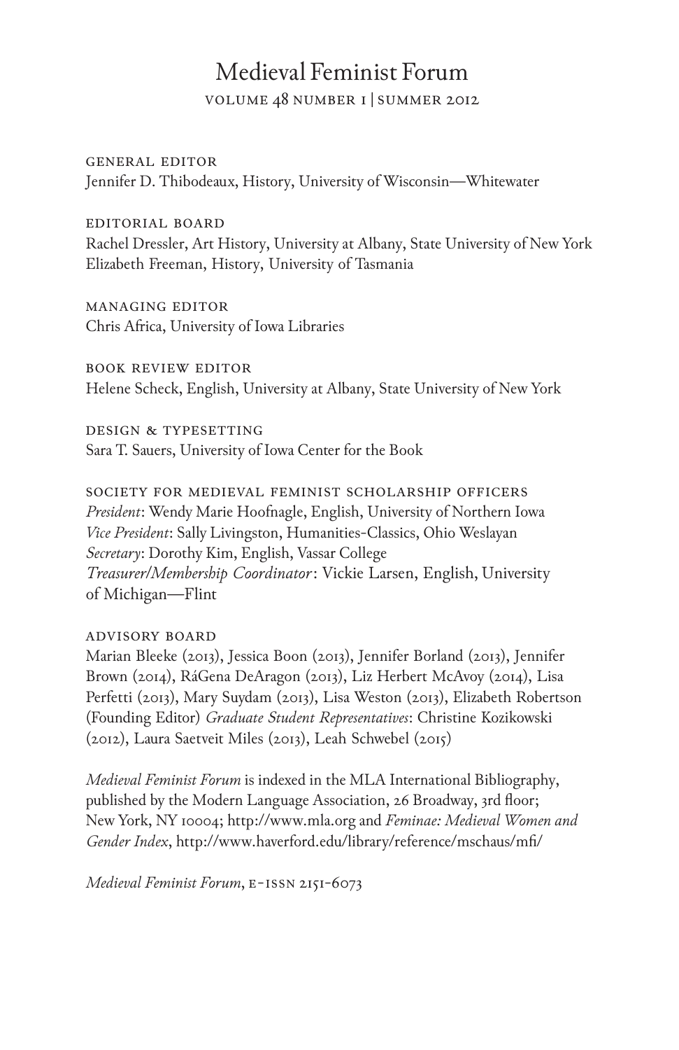# Medieval Feminist Forum

VOLUME 48 NUMBER 1 | SUMMER 2012

GENERAL EDITOR
Jennifer D. Thibodeaux, History, University of Wisconsin—Whitewater

EDITORIAL BOARD
Rachel Dressler, Art History, University at Albany, State University of New York
Elizabeth Freeman, History, University of Tasmania

MANAGING EDITOR
Chris Africa, University of Iowa Libraries

BOOK REVIEW EDITOR
Helene Scheck, English, University at Albany, State University of New York

DESIGN & TYPESETTING
Sara T. Sauers, University of Iowa Center for the Book

SOCIETY FOR MEDIEVAL FEMINIST SCHOLARSHIP OFFICERS
*President*: Wendy Marie Hoofnagle, English, University of Northern Iowa
*Vice President*: Sally Livingston, Humanities-Classics, Ohio Weslayan
*Secretary*: Dorothy Kim, English, Vassar College
*Treasurer/Membership Coordinator*: Vickie Larsen, English, University of Michigan—Flint

ADVISORY BOARD
Marian Bleeke (2013), Jessica Boon (2013), Jennifer Borland (2013), Jennifer Brown (2014), RáGena DeAragon (2013), Liz Herbert McAvoy (2014), Lisa Perfetti (2013), Mary Suydam (2013), Lisa Weston (2013), Elizabeth Robertson (Founding Editor) *Graduate Student Representatives*: Christine Kozikowski (2012), Laura Saetveit Miles (2013), Leah Schwebel (2015)

*Medieval Feminist Forum* is indexed in the MLA International Bibliography, published by the Modern Language Association, 26 Broadway, 3rd floor; New York, NY 10004; http://www.mla.org and *Feminae: Medieval Women and Gender Index*, http://www.haverford.edu/library/reference/mschaus/mfi/

*Medieval Feminist Forum*, E-ISSN 2151-6073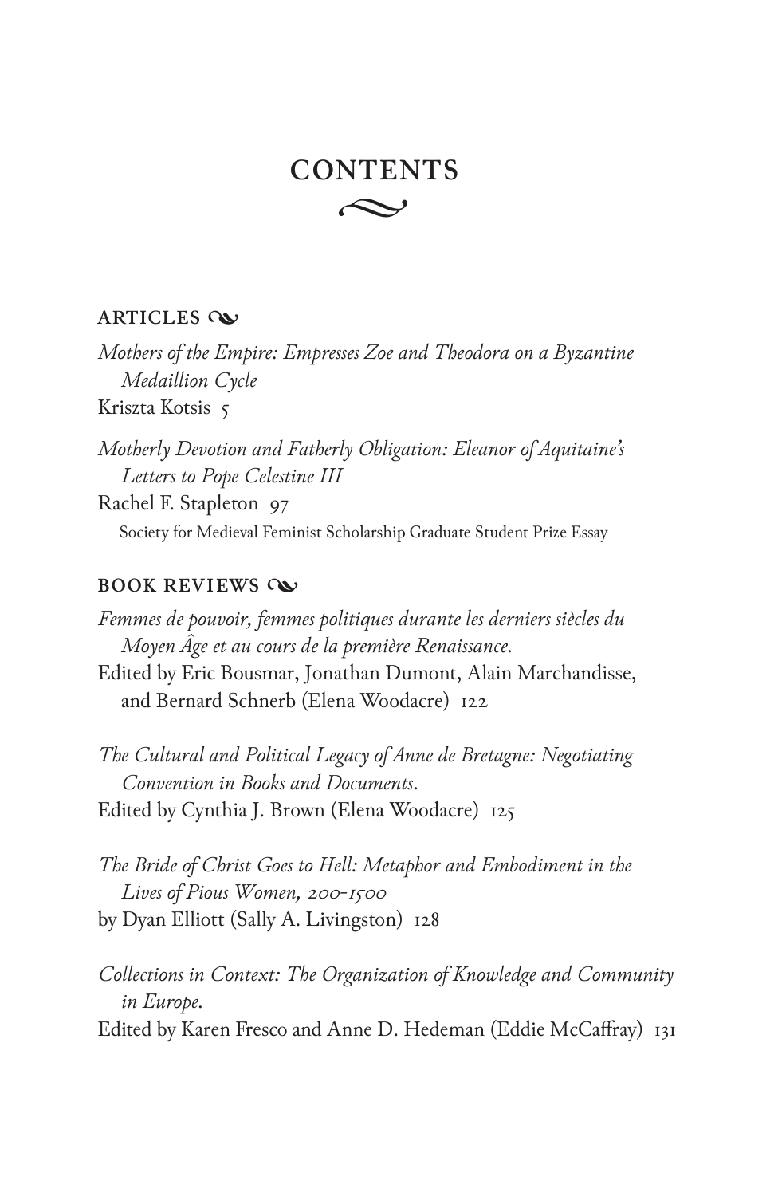# CONTENTS

## ARTICLES

*Mothers of the Empire: Empresses Zoe and Theodora on a Byzantine Medaillion Cycle*
Kriszta Kotsis 5

*Motherly Devotion and Fatherly Obligation: Eleanor of Aquitaine's Letters to Pope Celestine III*
Rachel F. Stapleton 97
Society for Medieval Feminist Scholarship Graduate Student Prize Essay

## BOOK REVIEWS

*Femmes de pouvoir, femmes politiques durante les derniers siècles du Moyen Âge et au cours de la première Renaissance.*
Edited by Eric Bousmar, Jonathan Dumont, Alain Marchandisse, and Bernard Schnerb (Elena Woodacre) 122

*The Cultural and Political Legacy of Anne de Bretagne: Negotiating Convention in Books and Documents.*
Edited by Cynthia J. Brown (Elena Woodacre) 125

*The Bride of Christ Goes to Hell: Metaphor and Embodiment in the Lives of Pious Women, 200-1500*
by Dyan Elliott (Sally A. Livingston) 128

*Collections in Context: The Organization of Knowledge and Community in Europe.*
Edited by Karen Fresco and Anne D. Hedeman (Eddie McCaffray) 131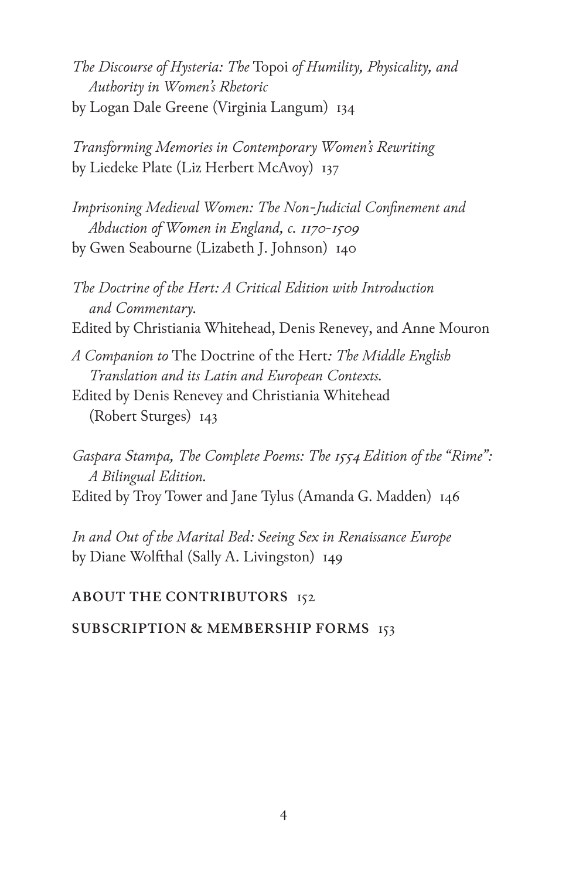*The Discourse of Hysteria: The* Topoi *of Humility, Physicality, and Authority in Women's Rhetoric*
by Logan Dale Greene (Virginia Langum) 134

*Transforming Memories in Contemporary Women's Rewriting*
by Liedeke Plate (Liz Herbert McAvoy) 137

*Imprisoning Medieval Women: The Non-Judicial Confinement and Abduction of Women in England, c. 1170-1509*
by Gwen Seabourne (Lizabeth J. Johnson) 140

*The Doctrine of the Hert: A Critical Edition with Introduction and Commentary.*
Edited by Christiania Whitehead, Denis Renevey, and Anne Mouron

*A Companion to* The Doctrine of the Hert*: The Middle English Translation and its Latin and European Contexts.*
Edited by Denis Renevey and Christiania Whitehead (Robert Sturges) 143

*Gaspara Stampa, The Complete Poems: The 1554 Edition of the "Rime": A Bilingual Edition.*
Edited by Troy Tower and Jane Tylus (Amanda G. Madden) 146

*In and Out of the Marital Bed: Seeing Sex in Renaissance Europe*
by Diane Wolfthal (Sally A. Livingston) 149

**ABOUT THE CONTRIBUTORS** 152

**SUBSCRIPTION & MEMBERSHIP FORMS** 153